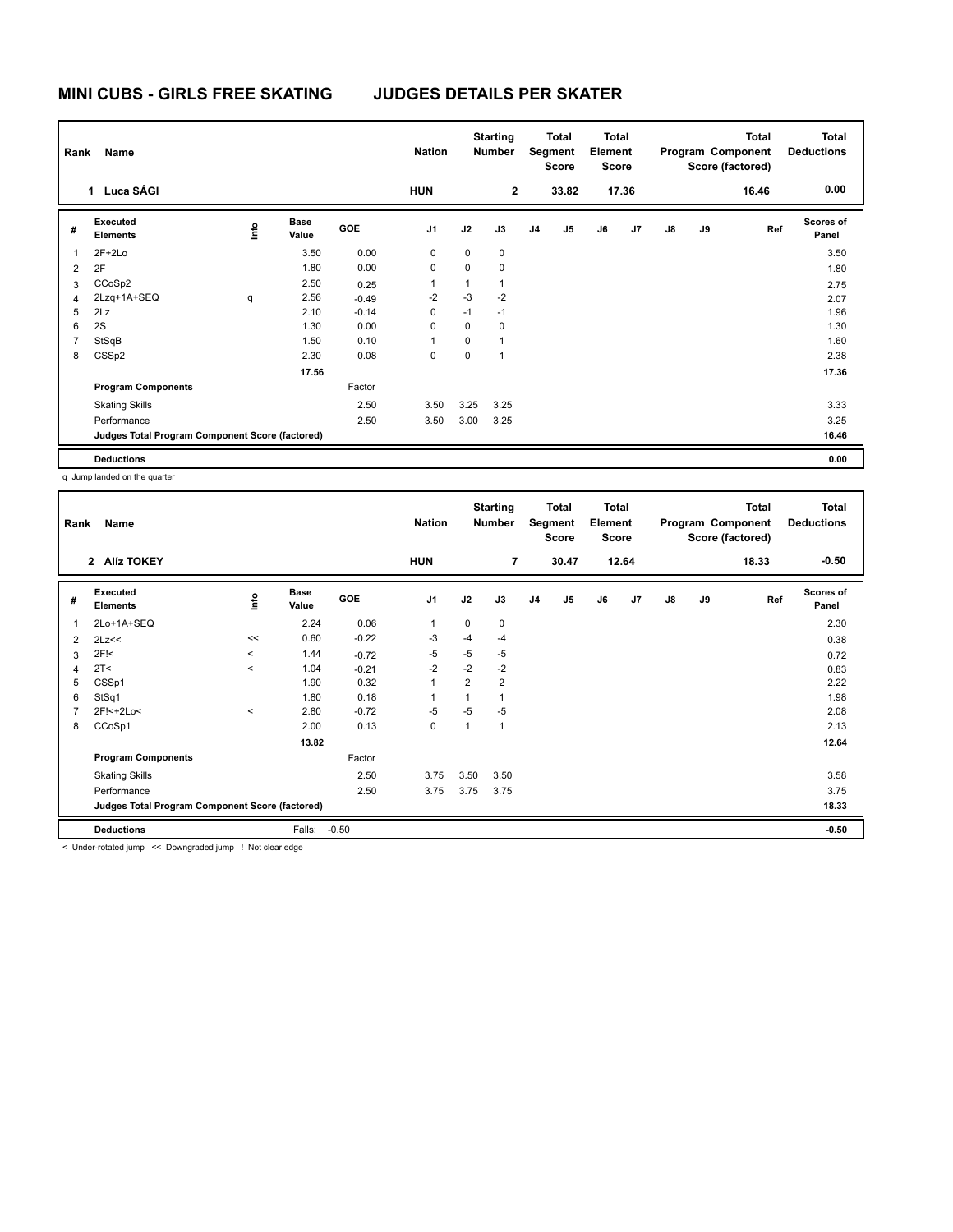# MINI CUBS - GIRLS FREE SKATING JUDGES DETAILS PER SKATER

| Rank | Name | Nation | Starting Number | Total Segment Score | Total Element Score | Total Program Component Score (factored) | Total Deductions |
|---|---|---|---|---|---|---|---|
| 1 | Luca SÁGI | HUN | 2 | 33.82 | 17.36 | 16.46 | 0.00 |

| # | Executed Elements | Info | Base Value | GOE | J1 | J2 | J3 | J4 | J5 | J6 | J7 | J8 | J9 | Ref | Scores of Panel |
|---|---|---|---|---|---|---|---|---|---|---|---|---|---|---|---|
| 1 | 2F+2Lo | | 3.50 | 0.00 | 0 | 0 | 0 | | | | | | | | 3.50 |
| 2 | 2F | | 1.80 | 0.00 | 0 | 0 | 0 | | | | | | | | 1.80 |
| 3 | CCoSp2 | | 2.50 | 0.25 | 1 | 1 | 1 | | | | | | | | 2.75 |
| 4 | 2Lzq+1A+SEQ | q | 2.56 | -0.49 | -2 | -3 | -2 | | | | | | | | 2.07 |
| 5 | 2Lz | | 2.10 | -0.14 | 0 | -1 | -1 | | | | | | | | 1.96 |
| 6 | 2S | | 1.30 | 0.00 | 0 | 0 | 0 | | | | | | | | 1.30 |
| 7 | StSqB | | 1.50 | 0.10 | 1 | 0 | 1 | | | | | | | | 1.60 |
| 8 | CSSp2 | | 2.30 | 0.08 | 0 | 0 | 1 | | | | | | | | 2.38 |
| | | | 17.56 | | | | | | | | | | | | 17.36 |
| | Program Components | | | Factor | | | | | | | | | | | |
| | Skating Skills | | | 2.50 | 3.50 | 3.25 | 3.25 | | | | | | | | 3.33 |
| | Performance | | | 2.50 | 3.50 | 3.00 | 3.25 | | | | | | | | 3.25 |
| | Judges Total Program Component Score (factored) | | | | | | | | | | | | | | 16.46 |
| | Deductions | | | | | | | | | | | | | | 0.00 |

q Jump landed on the quarter

| Rank | Name | Nation | Starting Number | Total Segment Score | Total Element Score | Total Program Component Score (factored) | Total Deductions |
|---|---|---|---|---|---|---|---|
| 2 | Alíz TOKEY | HUN | 7 | 30.47 | 12.64 | 18.33 | -0.50 |

| # | Executed Elements | Info | Base Value | GOE | J1 | J2 | J3 | J4 | J5 | J6 | J7 | J8 | J9 | Ref | Scores of Panel |
|---|---|---|---|---|---|---|---|---|---|---|---|---|---|---|---|
| 1 | 2Lo+1A+SEQ | | 2.24 | 0.06 | 1 | 0 | 0 | | | | | | | | 2.30 |
| 2 | 2Lz<< | << | 0.60 | -0.22 | -3 | -4 | -4 | | | | | | | | 0.38 |
| 3 | 2F!< | < | 1.44 | -0.72 | -5 | -5 | -5 | | | | | | | | 0.72 |
| 4 | 2T< | < | 1.04 | -0.21 | -2 | -2 | -2 | | | | | | | | 0.83 |
| 5 | CSSp1 | | 1.90 | 0.32 | 1 | 2 | 2 | | | | | | | | 2.22 |
| 6 | StSq1 | | 1.80 | 0.18 | 1 | 1 | 1 | | | | | | | | 1.98 |
| 7 | 2F!<+2Lo< | < | 2.80 | -0.72 | -5 | -5 | -5 | | | | | | | | 2.08 |
| 8 | CCoSp1 | | 2.00 | 0.13 | 0 | 1 | 1 | | | | | | | | 2.13 |
| | | | 13.82 | | | | | | | | | | | | 12.64 |
| | Program Components | | | Factor | | | | | | | | | | | |
| | Skating Skills | | | 2.50 | 3.75 | 3.50 | 3.50 | | | | | | | | 3.58 |
| | Performance | | | 2.50 | 3.75 | 3.75 | 3.75 | | | | | | | | 3.75 |
| | Judges Total Program Component Score (factored) | | | | | | | | | | | | | | 18.33 |
| | Deductions | | Falls: | -0.50 | | | | | | | | | | | -0.50 |

< Under-rotated jump << Downgraded jump ! Not clear edge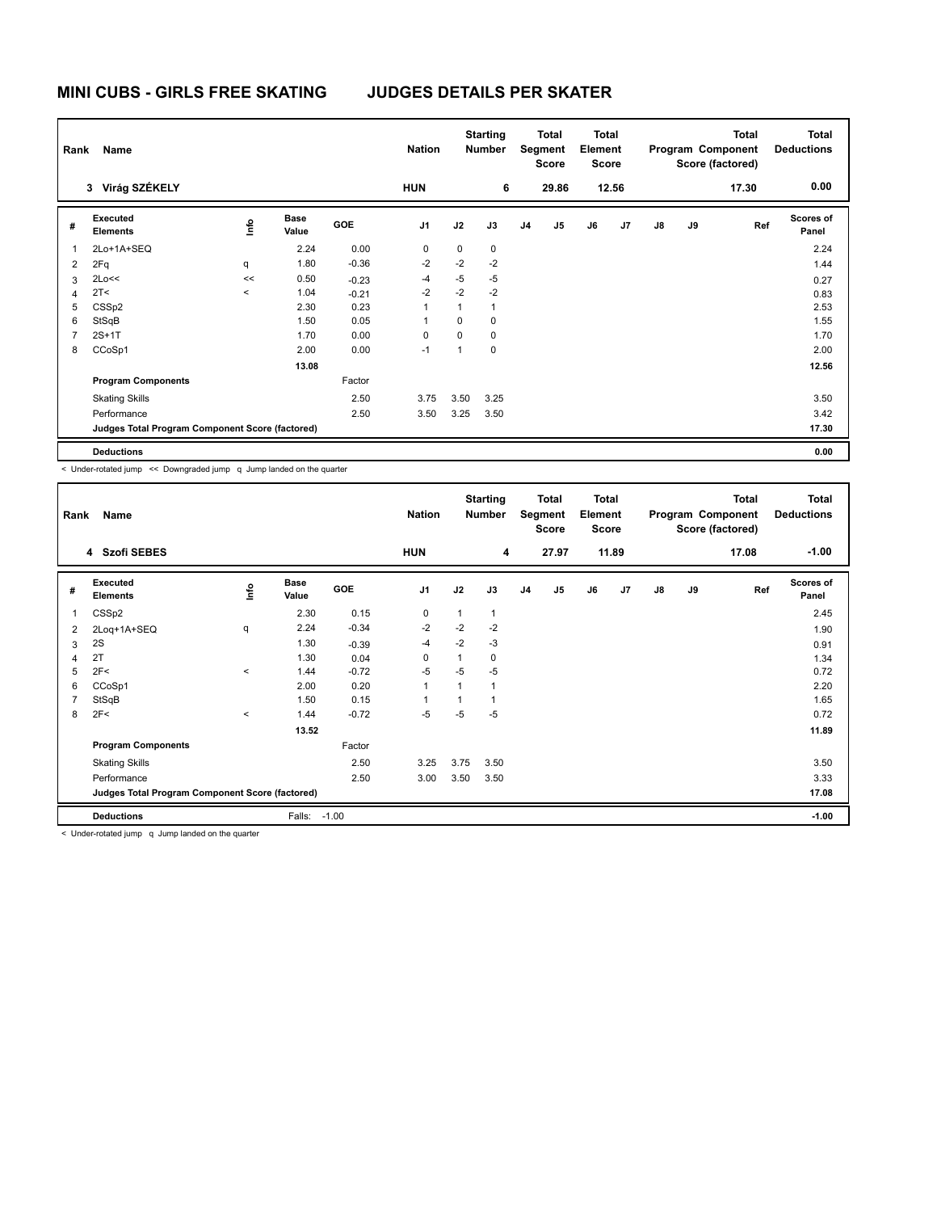# MINI CUBS - GIRLS FREE SKATING JUDGES DETAILS PER SKATER

| Rank | Name | Nation | Starting Number | Total Segment Score | Total Element Score | Total Program Component Score (factored) | Total Deductions |
|---|---|---|---|---|---|---|---|
| 3 | Virág SZÉKELY | HUN | 6 | 29.86 | 12.56 | 17.30 | 0.00 |

| # | Executed Elements | Info | Base Value | GOE | J1 | J2 | J3 | J4 | J5 | J6 | J7 | J8 | J9 | Ref | Scores of Panel |
|---|---|---|---|---|---|---|---|---|---|---|---|---|---|---|---|
| 1 | 2Lo+1A+SEQ | | 2.24 | 0.00 | 0 | 0 | 0 | | | | | | | | 2.24 |
| 2 | 2Fq | q | 1.80 | -0.36 | -2 | -2 | -2 | | | | | | | | 1.44 |
| 3 | 2Lo<< | << | 0.50 | -0.23 | -4 | -5 | -5 | | | | | | | | 0.27 |
| 4 | 2T< | < | 1.04 | -0.21 | -2 | -2 | -2 | | | | | | | | 0.83 |
| 5 | CSSp2 | | 2.30 | 0.23 | 1 | 1 | 1 | | | | | | | | 2.53 |
| 6 | StSqB | | 1.50 | 0.05 | 1 | 0 | 0 | | | | | | | | 1.55 |
| 7 | 2S+1T | | 1.70 | 0.00 | 0 | 0 | 0 | | | | | | | | 1.70 |
| 8 | CCoSp1 | | 2.00 | 0.00 | -1 | 1 | 0 | | | | | | | | 2.00 |
| | | | 13.08 | | | | | | | | | | | | 12.56 |
| | **Program Components** | | | Factor | | | | | | | | | | | |
| | Skating Skills | | | 2.50 | 3.75 | 3.50 | 3.25 | | | | | | | | 3.50 |
| | Performance | | | 2.50 | 3.50 | 3.25 | 3.50 | | | | | | | | 3.42 |
| | **Judges Total Program Component Score (factored)** | | | | | | | | | | | | | | 17.30 |
| | **Deductions** | | | | | | | | | | | | | | 0.00 |

< Under-rotated jump << Downgraded jump q Jump landed on the quarter

| Rank | Name | Nation | Starting Number | Total Segment Score | Total Element Score | Total Program Component Score (factored) | Total Deductions |
|---|---|---|---|---|---|---|---|
| 4 | Szofi SEBES | HUN | 4 | 27.97 | 11.89 | 17.08 | -1.00 |

| # | Executed Elements | Info | Base Value | GOE | J1 | J2 | J3 | J4 | J5 | J6 | J7 | J8 | J9 | Ref | Scores of Panel |
|---|---|---|---|---|---|---|---|---|---|---|---|---|---|---|---|
| 1 | CSSp2 | | 2.30 | 0.15 | 0 | 1 | 1 | | | | | | | | 2.45 |
| 2 | 2Loq+1A+SEQ | q | 2.24 | -0.34 | -2 | -2 | -2 | | | | | | | | 1.90 |
| 3 | 2S | | 1.30 | -0.39 | -4 | -2 | -3 | | | | | | | | 0.91 |
| 4 | 2T | | 1.30 | 0.04 | 0 | 1 | 0 | | | | | | | | 1.34 |
| 5 | 2F< | < | 1.44 | -0.72 | -5 | -5 | -5 | | | | | | | | 0.72 |
| 6 | CCoSp1 | | 2.00 | 0.20 | 1 | 1 | 1 | | | | | | | | 2.20 |
| 7 | StSqB | | 1.50 | 0.15 | 1 | 1 | 1 | | | | | | | | 1.65 |
| 8 | 2F< | < | 1.44 | -0.72 | -5 | -5 | -5 | | | | | | | | 0.72 |
| | | | 13.52 | | | | | | | | | | | | 11.89 |
| | **Program Components** | | | Factor | | | | | | | | | | | |
| | Skating Skills | | | 2.50 | 3.25 | 3.75 | 3.50 | | | | | | | | 3.50 |
| | Performance | | | 2.50 | 3.00 | 3.50 | 3.50 | | | | | | | | 3.33 |
| | **Judges Total Program Component Score (factored)** | | | | | | | | | | | | | | 17.08 |
| | **Deductions** | | Falls: | -1.00 | | | | | | | | | | | -1.00 |

< Under-rotated jump q Jump landed on the quarter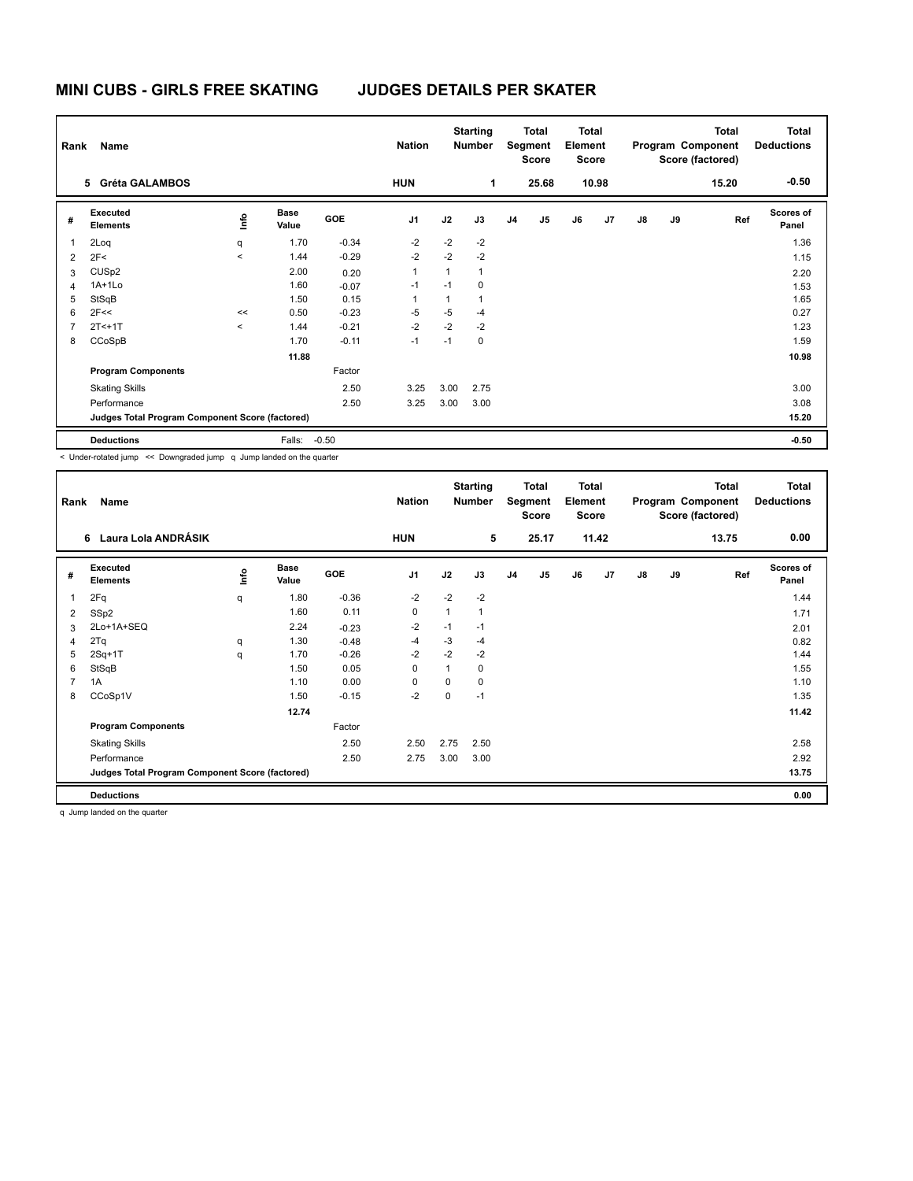# MINI CUBS - GIRLS FREE SKATING JUDGES DETAILS PER SKATER

| Rank | Name | Nation | Starting Number | Total Segment Score | Total Element Score | Total Program Component Score (factored) | Total Deductions |
|---|---|---|---|---|---|---|---|
| 5 | Gréta GALAMBOS | HUN | 1 | 25.68 | 10.98 | 15.20 | -0.50 |

| # | Executed Elements | Info | Base Value | GOE | J1 | J2 | J3 | J4 | J5 | J6 | J7 | J8 | J9 | Ref | Scores of Panel |
|---|---|---|---|---|---|---|---|---|---|---|---|---|---|---|---|
| 1 | 2Loq | q | 1.70 | -0.34 | -2 | -2 | -2 | | | | | | | | 1.36 |
| 2 | 2F< | < | 1.44 | -0.29 | -2 | -2 | -2 | | | | | | | | 1.15 |
| 3 | CUSp2 | | 2.00 | 0.20 | 1 | 1 | 1 | | | | | | | | 2.20 |
| 4 | 1A+1Lo | | 1.60 | -0.07 | -1 | -1 | 0 | | | | | | | | 1.53 |
| 5 | StSqB | | 1.50 | 0.15 | 1 | 1 | 1 | | | | | | | | 1.65 |
| 6 | 2F<< | << | 0.50 | -0.23 | -5 | -5 | -4 | | | | | | | | 0.27 |
| 7 | 2T<+1T | < | 1.44 | -0.21 | -2 | -2 | -2 | | | | | | | | 1.23 |
| 8 | CCoSpB | | 1.70 | -0.11 | -1 | -1 | 0 | | | | | | | | 1.59 |
| | | | 11.88 | | | | | | | | | | | | 10.98 |
| | **Program Components** | | | Factor | | | | | | | | | | | |
| | Skating Skills | | | 2.50 | 3.25 | 3.00 | 2.75 | | | | | | | | 3.00 |
| | Performance | | | 2.50 | 3.25 | 3.00 | 3.00 | | | | | | | | 3.08 |
| | **Judges Total Program Component Score (factored)** | | | | | | | | | | | | | | 15.20 |
| | **Deductions** | | Falls: | -0.50 | | | | | | | | | | | -0.50 |

< Under-rotated jump << Downgraded jump q Jump landed on the quarter

| Rank | Name | Nation | Starting Number | Total Segment Score | Total Element Score | Total Program Component Score (factored) | Total Deductions |
|---|---|---|---|---|---|---|---|
| 6 | Laura Lola ANDRÁSIK | HUN | 5 | 25.17 | 11.42 | 13.75 | 0.00 |

| # | Executed Elements | Info | Base Value | GOE | J1 | J2 | J3 | J4 | J5 | J6 | J7 | J8 | J9 | Ref | Scores of Panel |
|---|---|---|---|---|---|---|---|---|---|---|---|---|---|---|---|
| 1 | 2Fq | q | 1.80 | -0.36 | -2 | -2 | -2 | | | | | | | | 1.44 |
| 2 | SSp2 | | 1.60 | 0.11 | 0 | 1 | 1 | | | | | | | | 1.71 |
| 3 | 2Lo+1A+SEQ | | 2.24 | -0.23 | -2 | -1 | -1 | | | | | | | | 2.01 |
| 4 | 2Tq | q | 1.30 | -0.48 | -4 | -3 | -4 | | | | | | | | 0.82 |
| 5 | 2Sq+1T | q | 1.70 | -0.26 | -2 | -2 | -2 | | | | | | | | 1.44 |
| 6 | StSqB | | 1.50 | 0.05 | 0 | 1 | 0 | | | | | | | | 1.55 |
| 7 | 1A | | 1.10 | 0.00 | 0 | 0 | 0 | | | | | | | | 1.10 |
| 8 | CCoSp1V | | 1.50 | -0.15 | -2 | 0 | -1 | | | | | | | | 1.35 |
| | | | 12.74 | | | | | | | | | | | | 11.42 |
| | **Program Components** | | | Factor | | | | | | | | | | | |
| | Skating Skills | | | 2.50 | 2.50 | 2.75 | 2.50 | | | | | | | | 2.58 |
| | Performance | | | 2.50 | 2.75 | 3.00 | 3.00 | | | | | | | | 2.92 |
| | **Judges Total Program Component Score (factored)** | | | | | | | | | | | | | | 13.75 |
| | **Deductions** | | | | | | | | | | | | | | 0.00 |

q Jump landed on the quarter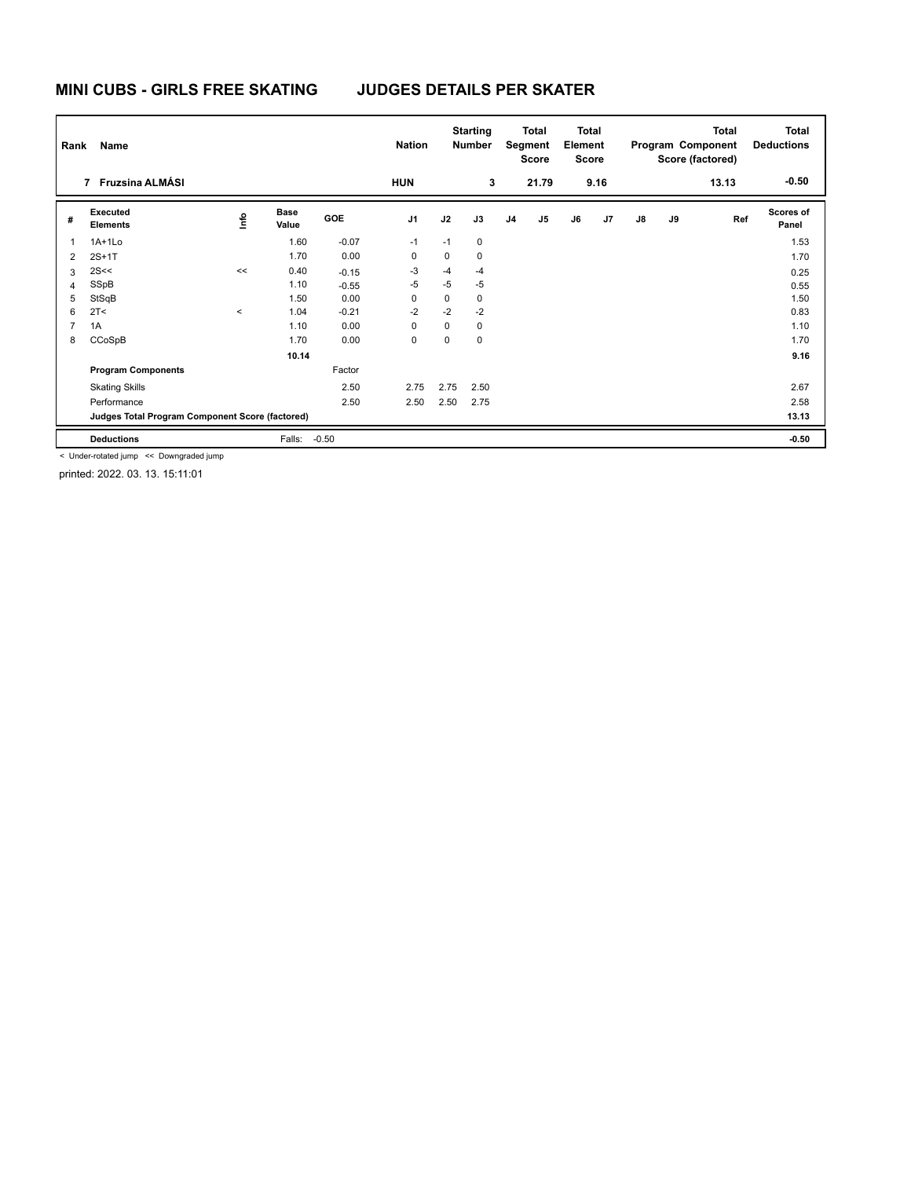# MINI CUBS - GIRLS FREE SKATING JUDGES DETAILS PER SKATER

| Rank | Name | Nation | Starting Number | Total Segment Score | Total Element Score | Total Program Component Score (factored) | Total Deductions |
|---|---|---|---|---|---|---|---|
| 7 | Fruzsina ALMÁSI | HUN | 3 | 21.79 | 9.16 | 13.13 | -0.50 |

| # | Executed Elements | Info | Base Value | GOE | J1 | J2 | J3 | J4 | J5 | J6 | J7 | J8 | J9 | Ref | Scores of Panel |
|---|---|---|---|---|---|---|---|---|---|---|---|---|---|---|---|
| 1 | 1A+1Lo | | 1.60 | -0.07 | -1 | -1 | 0 | | | | | | | | 1.53 |
| 2 | 2S+1T | | 1.70 | 0.00 | 0 | 0 | 0 | | | | | | | | 1.70 |
| 3 | 2S<< | << | 0.40 | -0.15 | -3 | -4 | -4 | | | | | | | | 0.25 |
| 4 | SSpB | | 1.10 | -0.55 | -5 | -5 | -5 | | | | | | | | 0.55 |
| 5 | StSqB | | 1.50 | 0.00 | 0 | 0 | 0 | | | | | | | | 1.50 |
| 6 | 2T< | < | 1.04 | -0.21 | -2 | -2 | -2 | | | | | | | | 0.83 |
| 7 | 1A | | 1.10 | 0.00 | 0 | 0 | 0 | | | | | | | | 1.10 |
| 8 | CCoSpB | | 1.70 | 0.00 | 0 | 0 | 0 | | | | | | | | 1.70 |
| | | | 10.14 | | | | | | | | | | | | 9.16 |
| | **Program Components** | | | Factor | | | | | | | | | | | |
| | Skating Skills | | | 2.50 | 2.75 | 2.75 | 2.50 | | | | | | | | 2.67 |
| | Performance | | | 2.50 | 2.50 | 2.50 | 2.75 | | | | | | | | 2.58 |
| | **Judges Total Program Component Score (factored)** | | | | | | | | | | | | | | 13.13 |
| | **Deductions** | | Falls: | -0.50 | | | | | | | | | | | -0.50 |

< Under-rotated jump << Downgraded jump

printed: 2022. 03. 13. 15:11:01